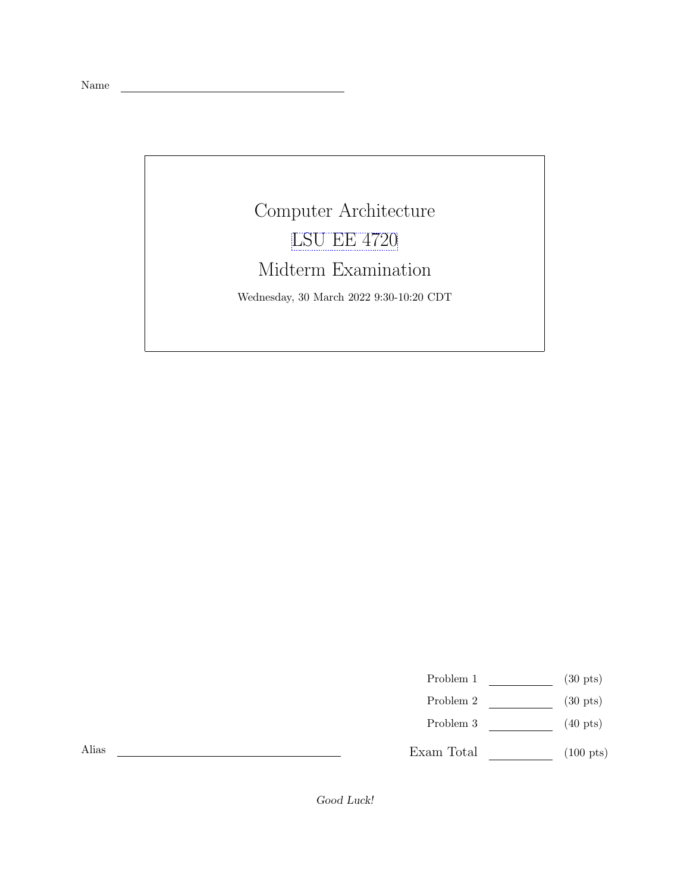Name \_\_\_\_\_\_\_\_\_\_\_\_\_\_\_\_\_\_\_\_\_\_\_\_\_\_\_\_\_\_

# Computer Architecture

# LSU EE 4720

# Midterm Examination

Wednesday, 30 March 2022 9:30-10:20 CDT

| | | |
|---|---|---|
| Problem 1 | \_\_\_\_\_\_\_\_ | (30 pts) |
| Problem 2 | \_\_\_\_\_\_\_\_ | (30 pts) |
| Problem 3 | \_\_\_\_\_\_\_\_ | (40 pts) |
| Exam Total | \_\_\_\_\_\_\_\_ | (100 pts) |

Alias \_\_\_\_\_\_\_\_\_\_\_\_\_\_\_\_\_\_\_\_\_\_\_\_\_\_\_\_\_\_

*Good Luck!*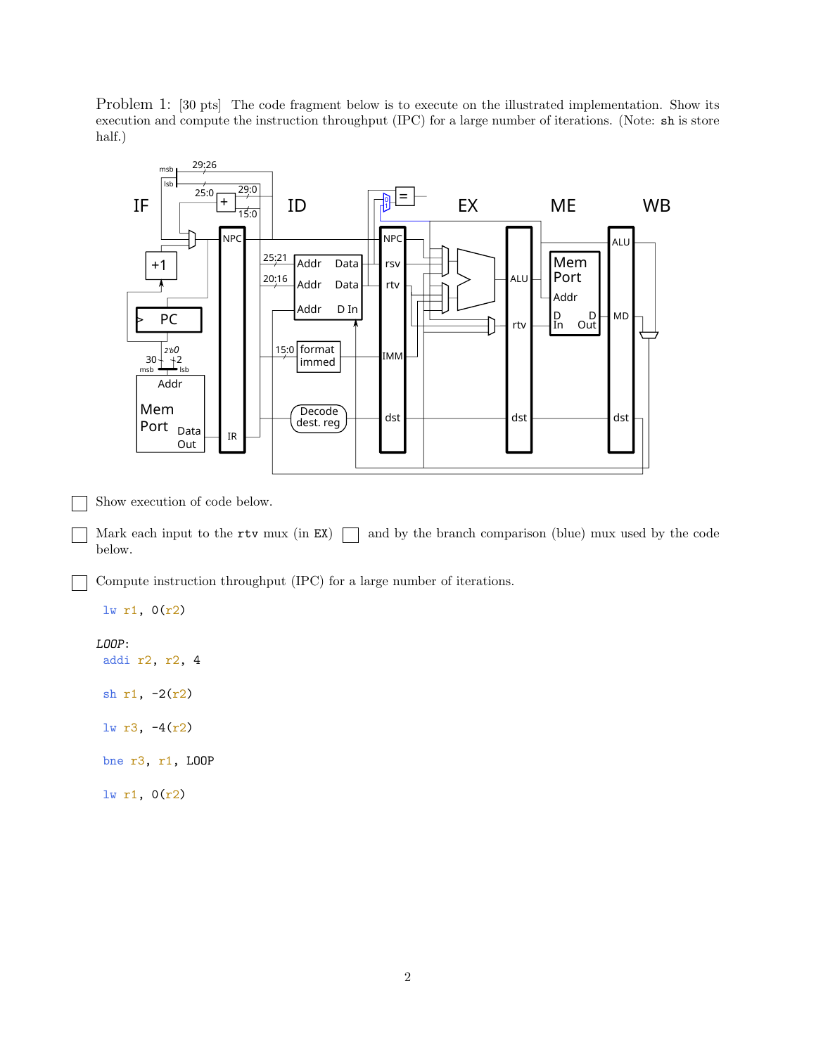Problem 1: [30 pts] The code fragment below is to execute on the illustrated implementation. Show its execution and compute the instruction throughput (IPC) for a large number of iterations. (Note: `sh` is store half.)

☐ Show execution of code below.

☐ Mark each input to the `rtv` mux (in `EX`) ☐ and by the branch comparison (blue) mux used by the code below.

☐ Compute instruction throughput (IPC) for a large number of iterations.

```
 lw r1, 0(r2)

LOOP:
 addi r2, r2, 4

 sh r1, -2(r2)

 lw r3, -4(r2)

 bne r3, r1, LOOP

 lw r1, 0(r2)
```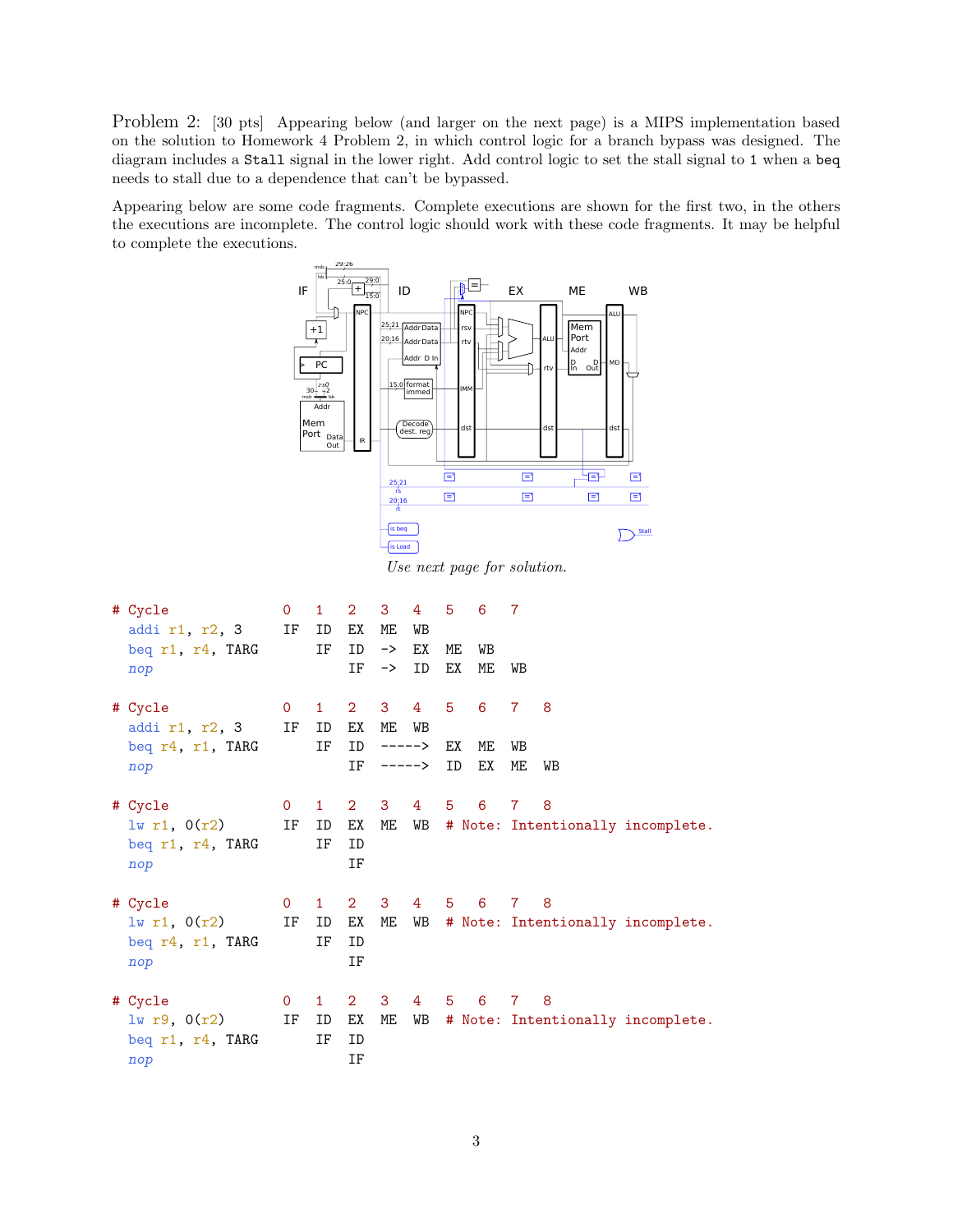Problem 2: [30 pts] Appearing below (and larger on the next page) is a MIPS implementation based on the solution to Homework 4 Problem 2, in which control logic for a branch bypass was designed. The diagram includes a `Stall` signal in the lower right. Add control logic to set the stall signal to 1 when a `beq` needs to stall due to a dependence that can't be bypassed.

Appearing below are some code fragments. Complete executions are shown for the first two, in the others the executions are incomplete. The control logic should work with these code fragments. It may be helpful to complete the executions.

*Use next page for solution.*

```
# Cycle              0   1   2   3   4   5   6   7
  addi r1, r2, 3     IF  ID  EX  ME  WB
  beq r1, r4, TARG       IF  ID  ->  EX  ME  WB
  nop                        IF  ->  ID  EX  ME  WB

# Cycle              0   1   2   3   4   5   6   7   8
  addi r1, r2, 3     IF  ID  EX  ME  WB
  beq r4, r1, TARG       IF  ID  ----->  EX  ME  WB
  nop                        IF  ----->  ID  EX  ME  WB

# Cycle              0   1   2   3   4   5   6   7   8
  lw r1, 0(r2)       IF  ID  EX  ME  WB  # Note: Intentionally incomplete.
  beq r1, r4, TARG       IF  ID
  nop                        IF

# Cycle              0   1   2   3   4   5   6   7   8
  lw r1, 0(r2)       IF  ID  EX  ME  WB  # Note: Intentionally incomplete.
  beq r4, r1, TARG       IF  ID
  nop                        IF

# Cycle              0   1   2   3   4   5   6   7   8
  lw r9, 0(r2)       IF  ID  EX  ME  WB  # Note: Intentionally incomplete.
  beq r1, r4, TARG       IF  ID
  nop                        IF
```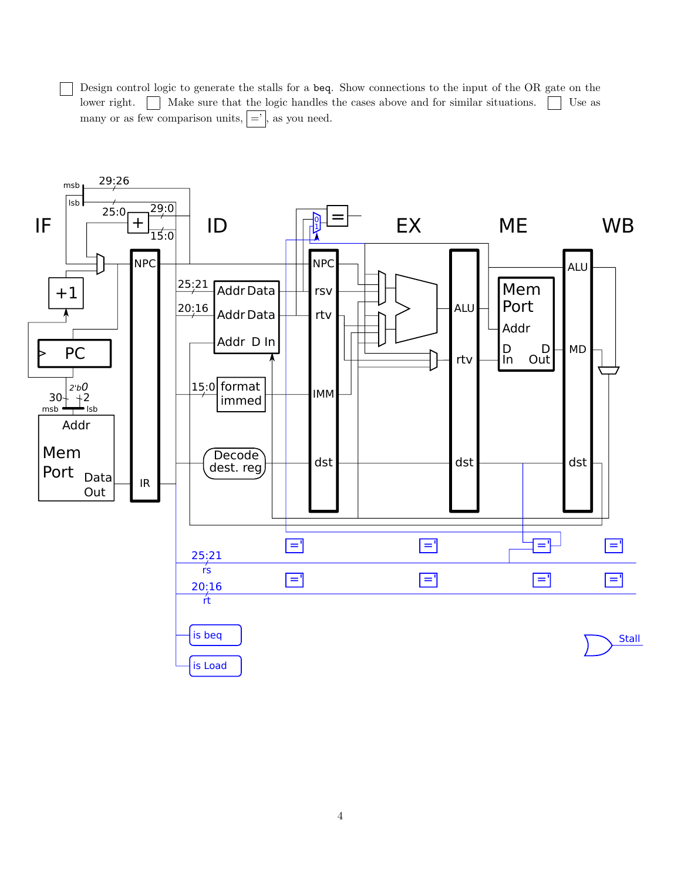☐ Design control logic to generate the stalls for a `beq`. Show connections to the input of the OR gate on the lower right. ☐ Make sure that the logic handles the cases above and for similar situations. ☐ Use as many or as few comparison units, =', as you need.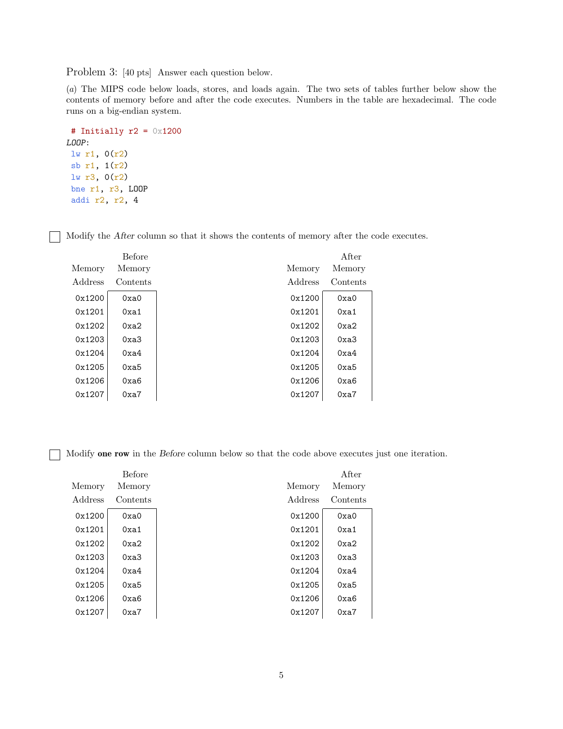Problem 3: [40 pts] Answer each question below.

(*a*) The MIPS code below loads, stores, and loads again. The two sets of tables further below show the contents of memory before and after the code executes. Numbers in the table are hexadecimal. The code runs on a big-endian system.

```
 # Initially r2 = 0x1200
LOOP:
 lw r1, 0(r2)
 sb r1, 1(r2)
 lw r3, 0(r2)
 bne r1, r3, LOOP
 addi r2, r2, 4
```

☐ Modify the *After* column so that it shows the contents of memory after the code executes.

| Memory Address | Before Memory Contents |
|---|---|
| 0x1200 | 0xa0 |
| 0x1201 | 0xa1 |
| 0x1202 | 0xa2 |
| 0x1203 | 0xa3 |
| 0x1204 | 0xa4 |
| 0x1205 | 0xa5 |
| 0x1206 | 0xa6 |
| 0x1207 | 0xa7 |

| Memory Address | After Memory Contents |
|---|---|
| 0x1200 | 0xa0 |
| 0x1201 | 0xa1 |
| 0x1202 | 0xa2 |
| 0x1203 | 0xa3 |
| 0x1204 | 0xa4 |
| 0x1205 | 0xa5 |
| 0x1206 | 0xa6 |
| 0x1207 | 0xa7 |

☐ Modify **one row** in the *Before* column below so that the code above executes just one iteration.

| Memory Address | Before Memory Contents |
|---|---|
| 0x1200 | 0xa0 |
| 0x1201 | 0xa1 |
| 0x1202 | 0xa2 |
| 0x1203 | 0xa3 |
| 0x1204 | 0xa4 |
| 0x1205 | 0xa5 |
| 0x1206 | 0xa6 |
| 0x1207 | 0xa7 |

| Memory Address | After Memory Contents |
|---|---|
| 0x1200 | 0xa0 |
| 0x1201 | 0xa1 |
| 0x1202 | 0xa2 |
| 0x1203 | 0xa3 |
| 0x1204 | 0xa4 |
| 0x1205 | 0xa5 |
| 0x1206 | 0xa6 |
| 0x1207 | 0xa7 |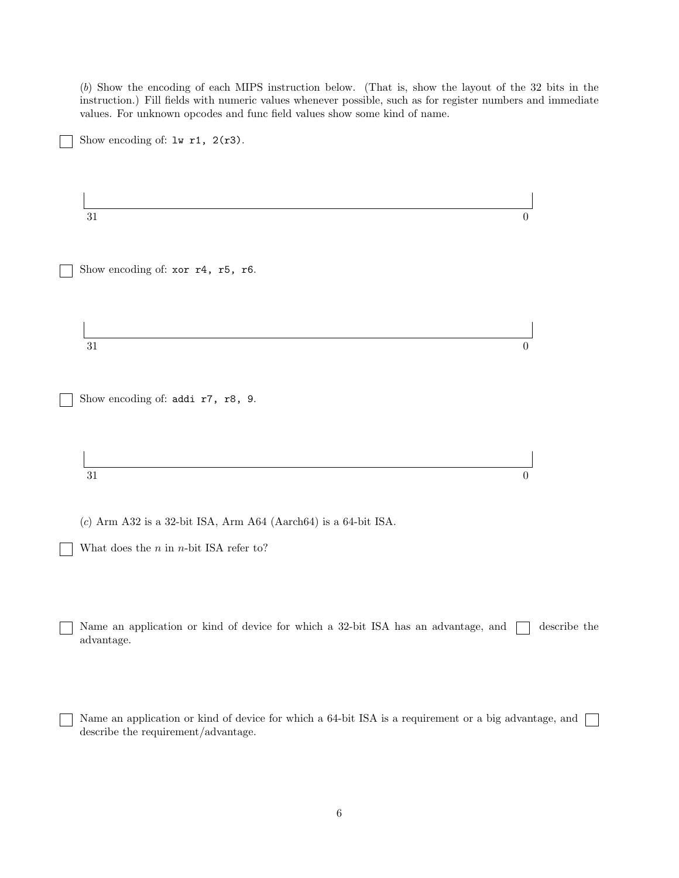(*b*) Show the encoding of each MIPS instruction below. (That is, show the layout of the 32 bits in the instruction.) Fill fields with numeric values whenever possible, such as for register numbers and immediate values. For unknown opcodes and func field values show some kind of name.

☐ Show encoding of: `lw r1, 2(r3)`.

31 0

☐ Show encoding of: `xor r4, r5, r6`.

31 0

☐ Show encoding of: `addi r7, r8, 9`.

31 0

(*c*) Arm A32 is a 32-bit ISA, Arm A64 (Aarch64) is a 64-bit ISA.

☐ What does the $n$ in $n$-bit ISA refer to?

☐ Name an application or kind of device for which a 32-bit ISA has an advantage, and ☐ describe the advantage.

☐ Name an application or kind of device for which a 64-bit ISA is a requirement or a big advantage, and ☐ describe the requirement/advantage.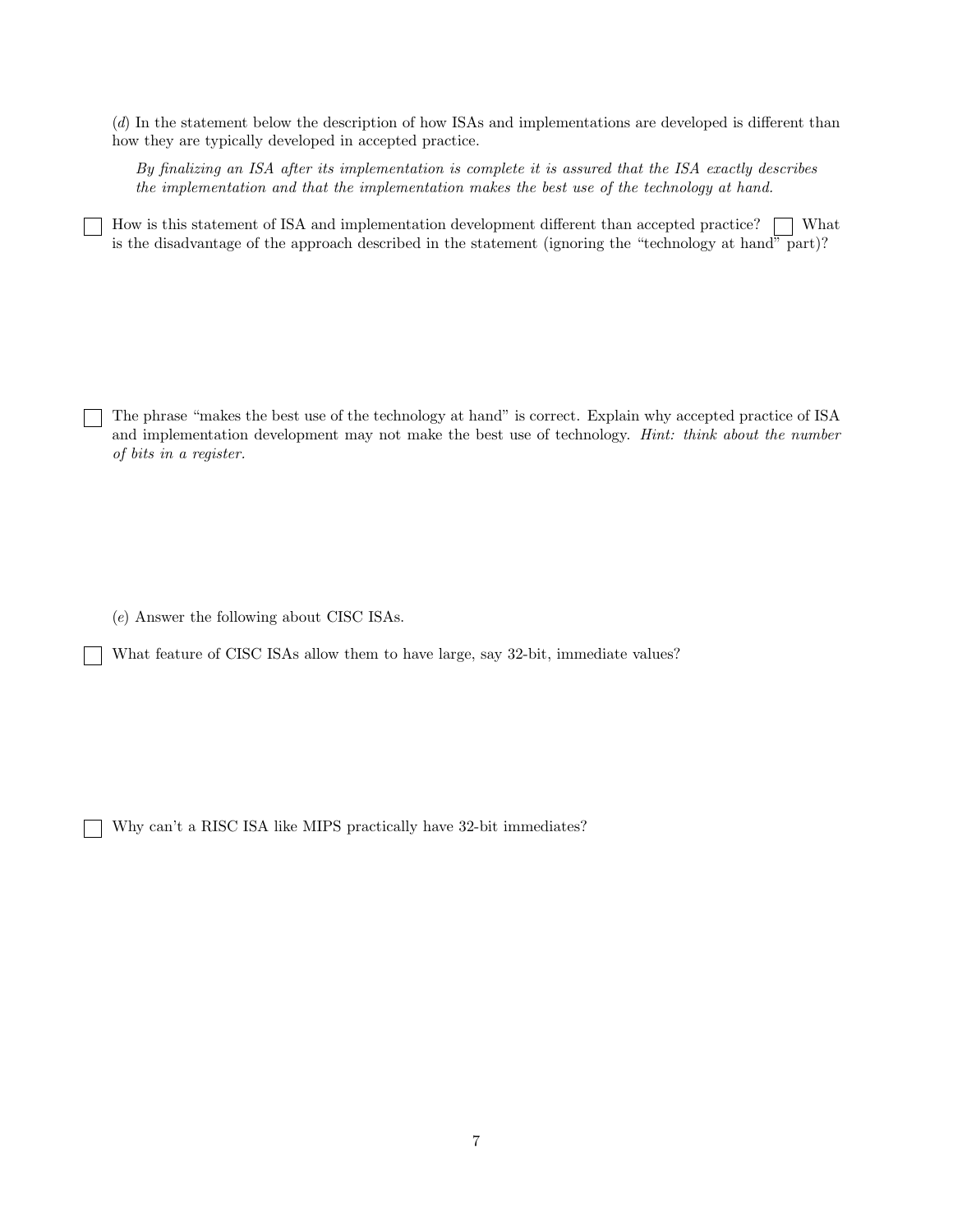(*d*) In the statement below the description of how ISAs and implementations are developed is different than how they are typically developed in accepted practice.

*By finalizing an ISA after its implementation is complete it is assured that the ISA exactly describes the implementation and that the implementation makes the best use of the technology at hand.*

☐ How is this statement of ISA and implementation development different than accepted practice? ☐ What is the disadvantage of the approach described in the statement (ignoring the "technology at hand" part)?

☐ The phrase "makes the best use of the technology at hand" is correct. Explain why accepted practice of ISA and implementation development may not make the best use of technology. *Hint: think about the number of bits in a register.*

(*e*) Answer the following about CISC ISAs.

☐ What feature of CISC ISAs allow them to have large, say 32-bit, immediate values?

☐ Why can't a RISC ISA like MIPS practically have 32-bit immediates?